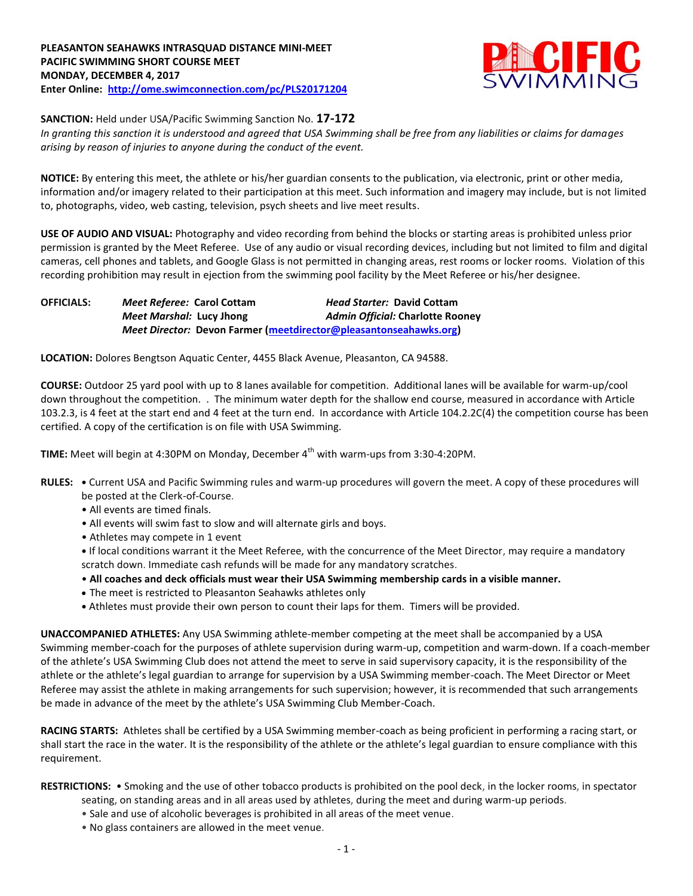**PLEASANTON SEAHAWKS INTRASQUAD DISTANCE MINI-MEET**
**PACIFIC SWIMMING SHORT COURSE MEET**
**MONDAY, DECEMBER 4, 2017**
**Enter Online: [http://ome.swimconnection.com/pc/PLS20171204](http://ome.swimconnection.com/pc/PLS20171204)**

**SANCTION:** Held under USA/Pacific Swimming Sanction No. **17-172**
*In granting this sanction it is understood and agreed that USA Swimming shall be free from any liabilities or claims for damages arising by reason of injuries to anyone during the conduct of the event.*

**NOTICE:** By entering this meet, the athlete or his/her guardian consents to the publication, via electronic, print or other media, information and/or imagery related to their participation at this meet. Such information and imagery may include, but is not limited to, photographs, video, web casting, television, psych sheets and live meet results.

**USE OF AUDIO AND VISUAL:** Photography and video recording from behind the blocks or starting areas is prohibited unless prior permission is granted by the Meet Referee. Use of any audio or visual recording devices, including but not limited to film and digital cameras, cell phones and tablets, and Google Glass is not permitted in changing areas, rest rooms or locker rooms. Violation of this recording prohibition may result in ejection from the swimming pool facility by the Meet Referee or his/her designee.

**OFFICIALS:**
*Meet Referee:* **Carol Cottam** — *Head Starter:* **David Cottam**
*Meet Marshal:* **Lucy Jhong** — *Admin Official:* **Charlotte Rooney**
*Meet Director:* **Devon Farmer ([meetdirector@pleasantonseahawks.org](mailto:meetdirector@pleasantonseahawks.org))**

**LOCATION:** Dolores Bengtson Aquatic Center, 4455 Black Avenue, Pleasanton, CA 94588.

**COURSE:** Outdoor 25 yard pool with up to 8 lanes available for competition. Additional lanes will be available for warm-up/cool down throughout the competition. . The minimum water depth for the shallow end course, measured in accordance with Article 103.2.3, is 4 feet at the start end and 4 feet at the turn end. In accordance with Article 104.2.2C(4) the competition course has been certified. A copy of the certification is on file with USA Swimming.

**TIME:** Meet will begin at 4:30PM on Monday, December 4th with warm-ups from 3:30-4:20PM.

**RULES:**
- Current USA and Pacific Swimming rules and warm-up procedures will govern the meet. A copy of these procedures will be posted at the Clerk-of-Course.
- All events are timed finals.
- All events will swim fast to slow and will alternate girls and boys.
- Athletes may compete in 1 event
- If local conditions warrant it the Meet Referee, with the concurrence of the Meet Director, may require a mandatory scratch down. Immediate cash refunds will be made for any mandatory scratches.
- **All coaches and deck officials must wear their USA Swimming membership cards in a visible manner.**
- The meet is restricted to Pleasanton Seahawks athletes only
- Athletes must provide their own person to count their laps for them. Timers will be provided.

**UNACCOMPANIED ATHLETES:** Any USA Swimming athlete-member competing at the meet shall be accompanied by a USA Swimming member-coach for the purposes of athlete supervision during warm-up, competition and warm-down. If a coach-member of the athlete's USA Swimming Club does not attend the meet to serve in said supervisory capacity, it is the responsibility of the athlete or the athlete's legal guardian to arrange for supervision by a USA Swimming member-coach. The Meet Director or Meet Referee may assist the athlete in making arrangements for such supervision; however, it is recommended that such arrangements be made in advance of the meet by the athlete's USA Swimming Club Member-Coach.

**RACING STARTS:** Athletes shall be certified by a USA Swimming member-coach as being proficient in performing a racing start, or shall start the race in the water. It is the responsibility of the athlete or the athlete's legal guardian to ensure compliance with this requirement.

**RESTRICTIONS:**
- Smoking and the use of other tobacco products is prohibited on the pool deck, in the locker rooms, in spectator seating, on standing areas and in all areas used by athletes, during the meet and during warm-up periods.
- Sale and use of alcoholic beverages is prohibited in all areas of the meet venue.
- No glass containers are allowed in the meet venue.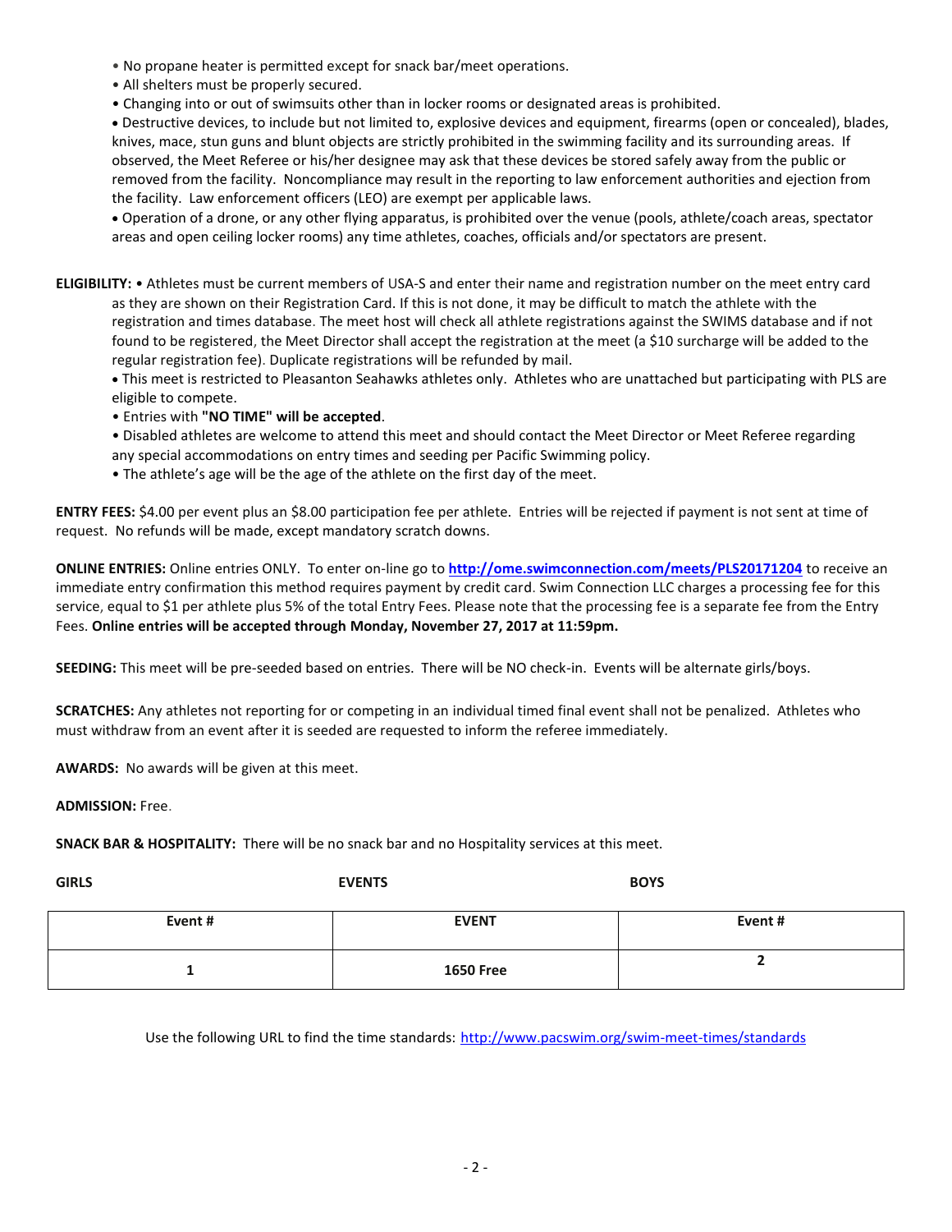- No propane heater is permitted except for snack bar/meet operations.
- All shelters must be properly secured.
- Changing into or out of swimsuits other than in locker rooms or designated areas is prohibited.
- Destructive devices, to include but not limited to, explosive devices and equipment, firearms (open or concealed), blades, knives, mace, stun guns and blunt objects are strictly prohibited in the swimming facility and its surrounding areas. If observed, the Meet Referee or his/her designee may ask that these devices be stored safely away from the public or removed from the facility. Noncompliance may result in the reporting to law enforcement authorities and ejection from the facility. Law enforcement officers (LEO) are exempt per applicable laws.
- Operation of a drone, or any other flying apparatus, is prohibited over the venue (pools, athlete/coach areas, spectator areas and open ceiling locker rooms) any time athletes, coaches, officials and/or spectators are present.

**ELIGIBILITY:** • Athletes must be current members of USA-S and enter their name and registration number on the meet entry card as they are shown on their Registration Card. If this is not done, it may be difficult to match the athlete with the registration and times database. The meet host will check all athlete registrations against the SWIMS database and if not found to be registered, the Meet Director shall accept the registration at the meet (a $10 surcharge will be added to the regular registration fee). Duplicate registrations will be refunded by mail.

- This meet is restricted to Pleasanton Seahawks athletes only. Athletes who are unattached but participating with PLS are eligible to compete.
- Entries with **"NO TIME" will be accepted**.
- Disabled athletes are welcome to attend this meet and should contact the Meet Director or Meet Referee regarding any special accommodations on entry times and seeding per Pacific Swimming policy.
- The athlete's age will be the age of the athlete on the first day of the meet.

**ENTRY FEES:** $4.00 per event plus an $8.00 participation fee per athlete. Entries will be rejected if payment is not sent at time of request. No refunds will be made, except mandatory scratch downs.

**ONLINE ENTRIES:** Online entries ONLY. To enter on-line go to **http://ome.swimconnection.com/meets/PLS20171204** to receive an immediate entry confirmation this method requires payment by credit card. Swim Connection LLC charges a processing fee for this service, equal to $1 per athlete plus 5% of the total Entry Fees. Please note that the processing fee is a separate fee from the Entry Fees. **Online entries will be accepted through Monday, November 27, 2017 at 11:59pm.**

**SEEDING:** This meet will be pre-seeded based on entries. There will be NO check-in. Events will be alternate girls/boys.

**SCRATCHES:** Any athletes not reporting for or competing in an individual timed final event shall not be penalized. Athletes who must withdraw from an event after it is seeded are requested to inform the referee immediately.

**AWARDS:** No awards will be given at this meet.

**ADMISSION:** Free.

**SNACK BAR & HOSPITALITY:** There will be no snack bar and no Hospitality services at this meet.

**GIRLS** **EVENTS** **BOYS**

| Event # | EVENT | Event # |
|---|---|---|
| 1 | 1650 Free | 2 |

Use the following URL to find the time standards: http://www.pacswim.org/swim-meet-times/standards